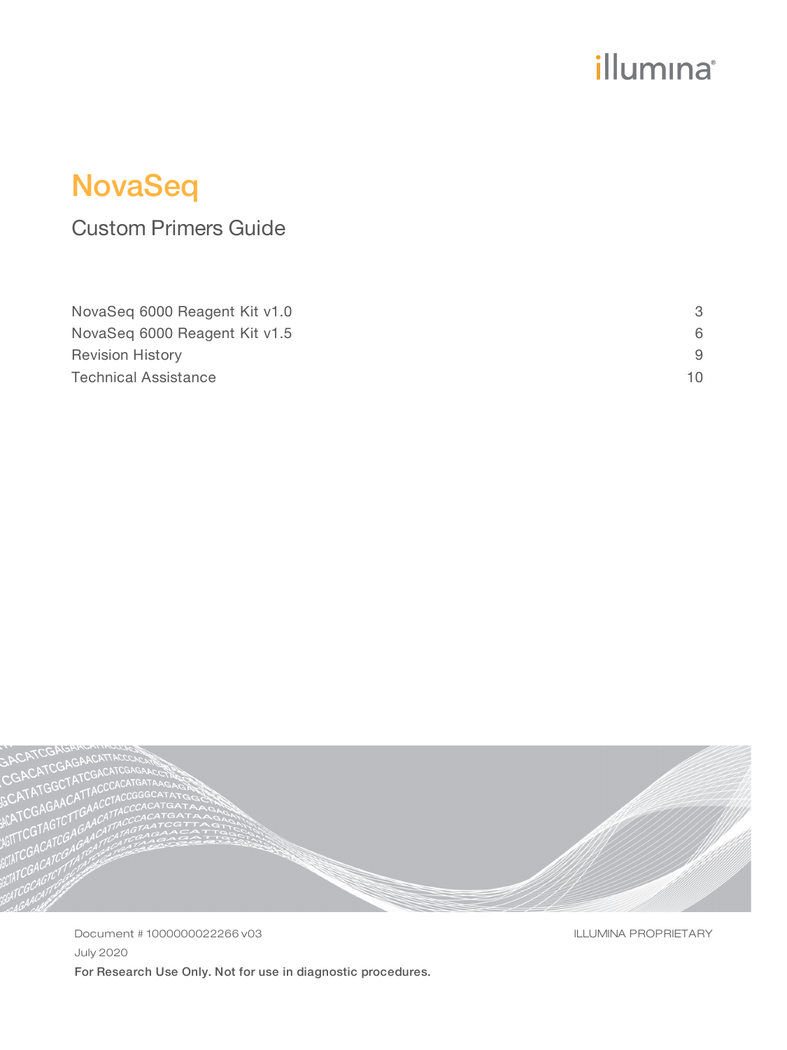illumina®

# NovaSeq

## Custom Primers Guide

| | |
|---|---|
| NovaSeq 6000 Reagent Kit v1.0 | 3 |
| NovaSeq 6000 Reagent Kit v1.5 | 6 |
| Revision History | 9 |
| Technical Assistance | 10 |

Document # 1000000022266 v03

ILLUMINA PROPRIETARY

July 2020

**For Research Use Only. Not for use in diagnostic procedures.**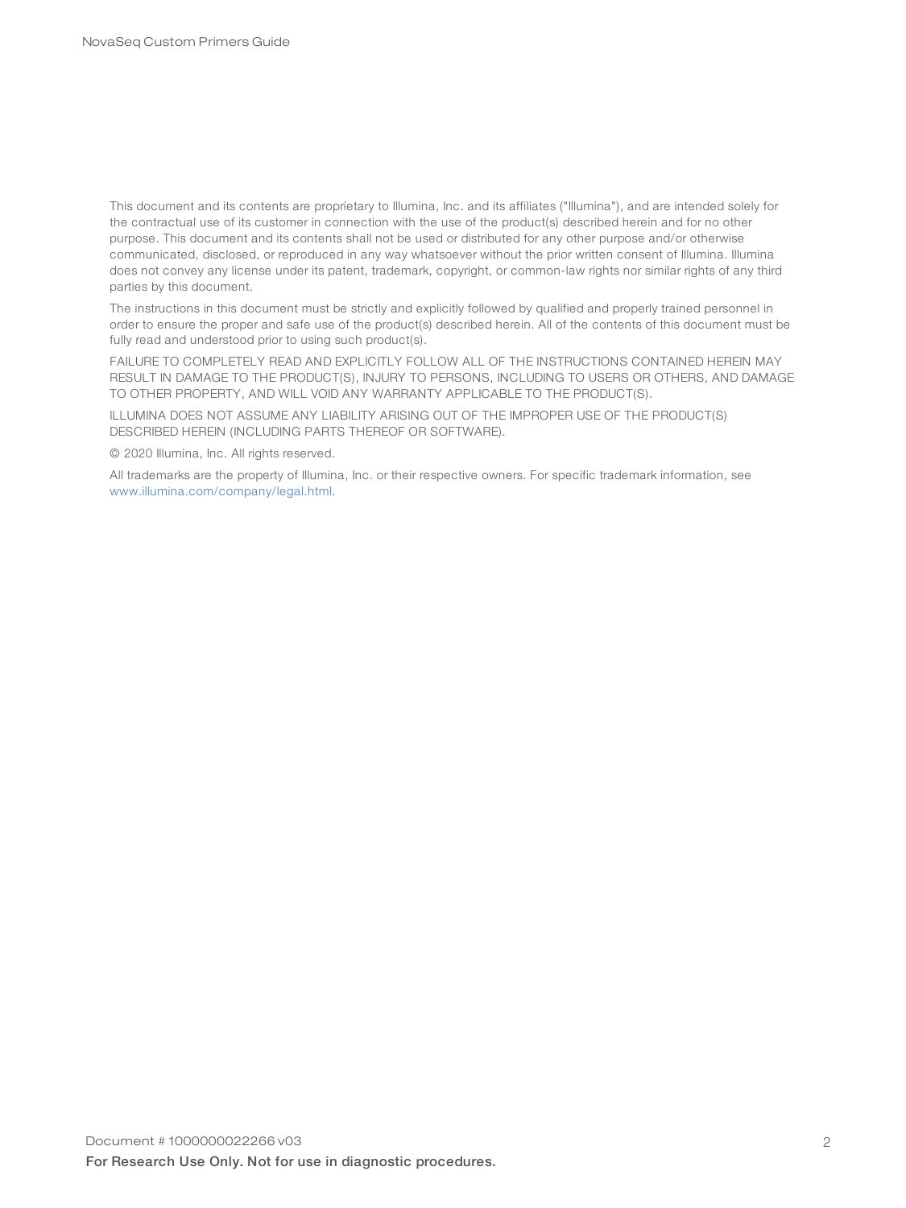This document and its contents are proprietary to Illumina, Inc. and its affiliates ("Illumina"), and are intended solely for the contractual use of its customer in connection with the use of the product(s) described herein and for no other purpose. This document and its contents shall not be used or distributed for any other purpose and/or otherwise communicated, disclosed, or reproduced in any way whatsoever without the prior written consent of Illumina. Illumina does not convey any license under its patent, trademark, copyright, or common-law rights nor similar rights of any third parties by this document.

The instructions in this document must be strictly and explicitly followed by qualified and properly trained personnel in order to ensure the proper and safe use of the product(s) described herein. All of the contents of this document must be fully read and understood prior to using such product(s).

FAILURE TO COMPLETELY READ AND EXPLICITLY FOLLOW ALL OF THE INSTRUCTIONS CONTAINED HEREIN MAY RESULT IN DAMAGE TO THE PRODUCT(S), INJURY TO PERSONS, INCLUDING TO USERS OR OTHERS, AND DAMAGE TO OTHER PROPERTY, AND WILL VOID ANY WARRANTY APPLICABLE TO THE PRODUCT(S).

ILLUMINA DOES NOT ASSUME ANY LIABILITY ARISING OUT OF THE IMPROPER USE OF THE PRODUCT(S) DESCRIBED HEREIN (INCLUDING PARTS THEREOF OR SOFTWARE).

© 2020 Illumina, Inc. All rights reserved.

All trademarks are the property of Illumina, Inc. or their respective owners. For specific trademark information, see www.illumina.com/company/legal.html.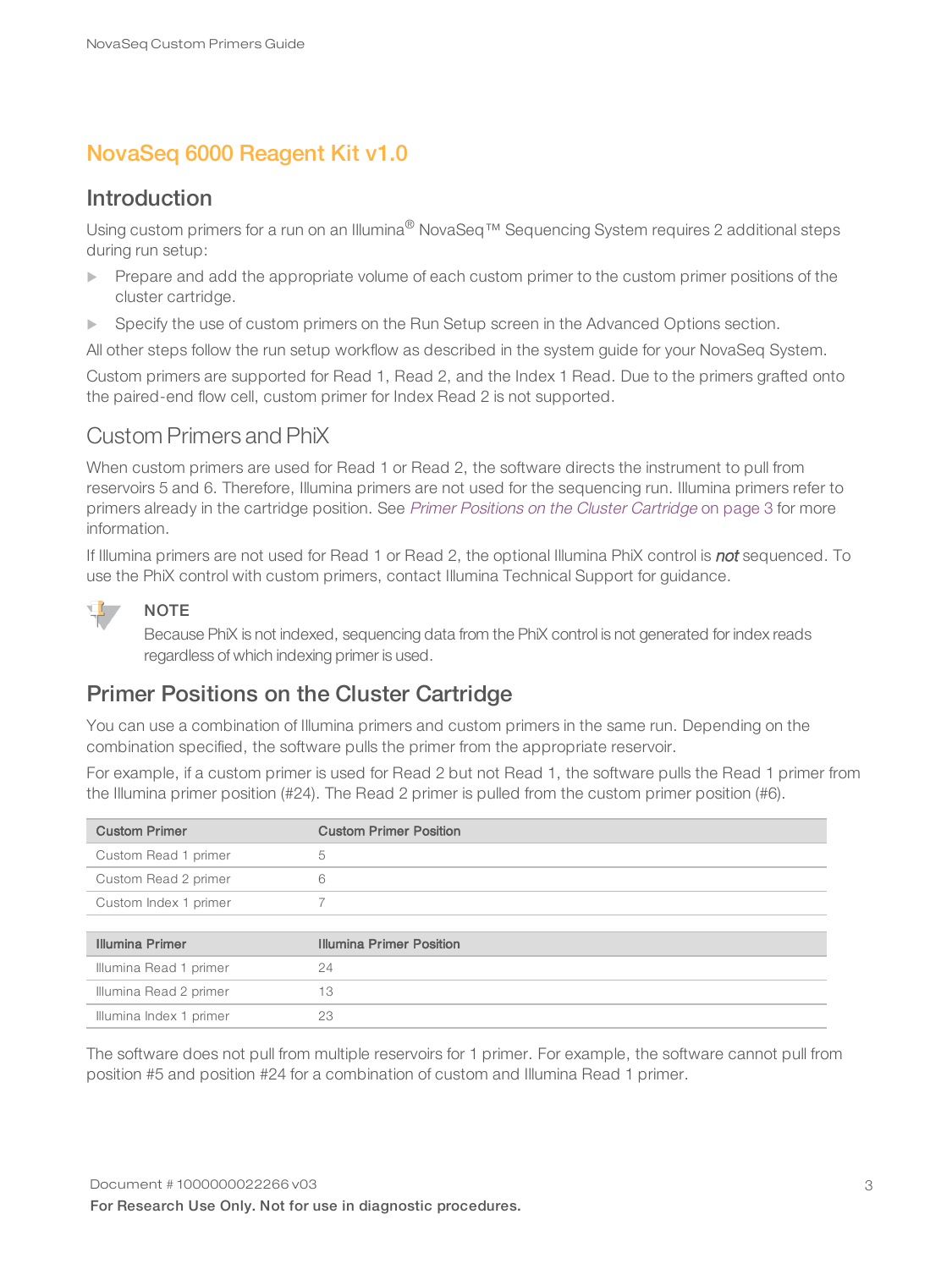# NovaSeq 6000 Reagent Kit v1.0

## Introduction

Using custom primers for a run on an Illumina® NovaSeq™ Sequencing System requires 2 additional steps during run setup:

- Prepare and add the appropriate volume of each custom primer to the custom primer positions of the cluster cartridge.
- Specify the use of custom primers on the Run Setup screen in the Advanced Options section.

All other steps follow the run setup workflow as described in the system guide for your NovaSeq System.

Custom primers are supported for Read 1, Read 2, and the Index 1 Read. Due to the primers grafted onto the paired-end flow cell, custom primer for Index Read 2 is not supported.

### Custom Primers and PhiX

When custom primers are used for Read 1 or Read 2, the software directs the instrument to pull from reservoirs 5 and 6. Therefore, Illumina primers are not used for the sequencing run. Illumina primers refer to primers already in the cartridge position. See *Primer Positions on the Cluster Cartridge* on page 3 for more information.

If Illumina primers are not used for Read 1 or Read 2, the optional Illumina PhiX control is ***not*** sequenced. To use the PhiX control with custom primers, contact Illumina Technical Support for guidance.

**NOTE**

Because PhiX is not indexed, sequencing data from the PhiX control is not generated for index reads regardless of which indexing primer is used.

## Primer Positions on the Cluster Cartridge

You can use a combination of Illumina primers and custom primers in the same run. Depending on the combination specified, the software pulls the primer from the appropriate reservoir.

For example, if a custom primer is used for Read 2 but not Read 1, the software pulls the Read 1 primer from the Illumina primer position (#24). The Read 2 primer is pulled from the custom primer position (#6).

| Custom Primer | Custom Primer Position |
|---|---|
| Custom Read 1 primer | 5 |
| Custom Read 2 primer | 6 |
| Custom Index 1 primer | 7 |

| Illumina Primer | Illumina Primer Position |
|---|---|
| Illumina Read 1 primer | 24 |
| Illumina Read 2 primer | 13 |
| Illumina Index 1 primer | 23 |

The software does not pull from multiple reservoirs for 1 primer. For example, the software cannot pull from position #5 and position #24 for a combination of custom and Illumina Read 1 primer.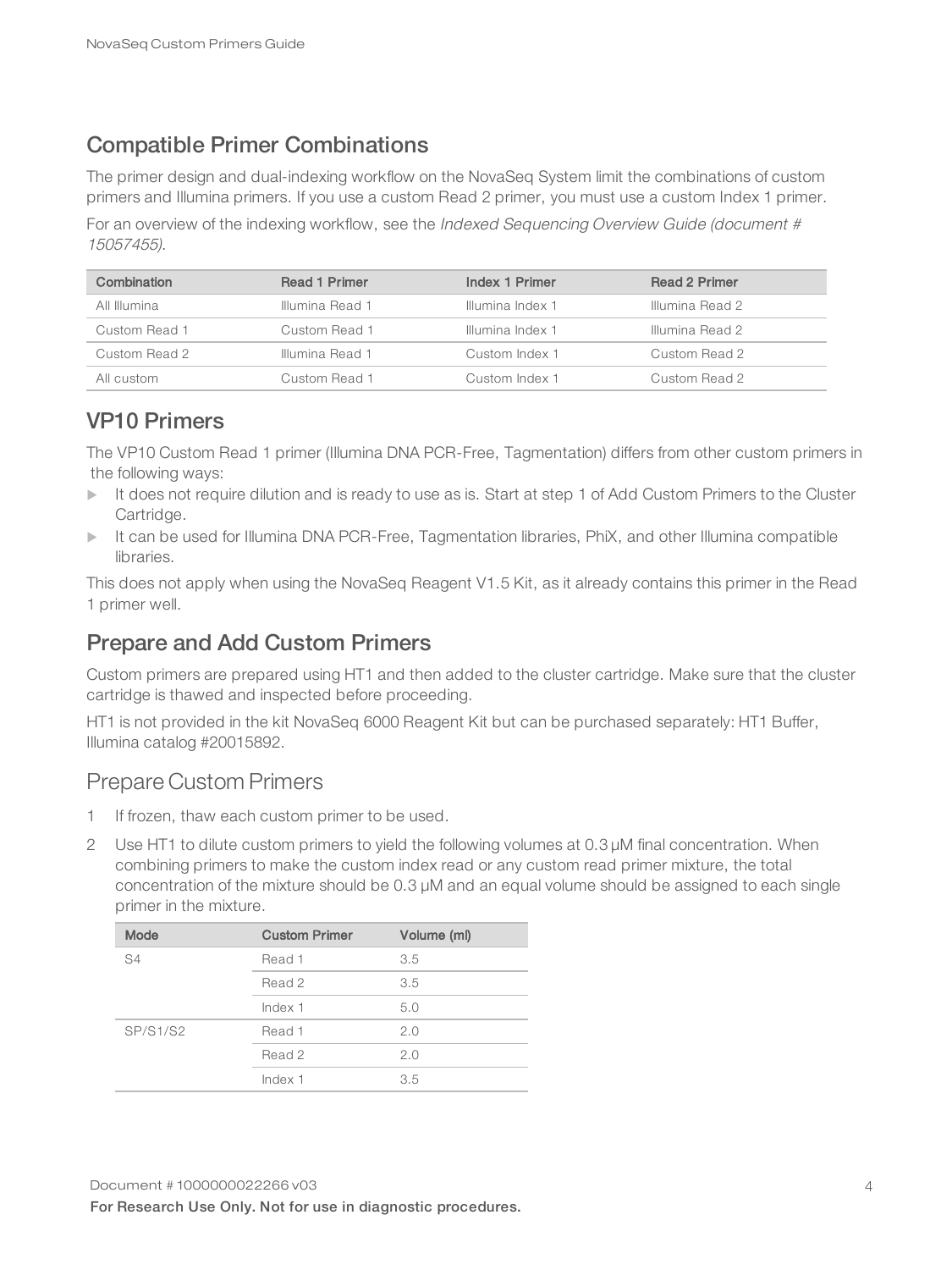## Compatible Primer Combinations

The primer design and dual-indexing workflow on the NovaSeq System limit the combinations of custom primers and Illumina primers. If you use a custom Read 2 primer, you must use a custom Index 1 primer.

For an overview of the indexing workflow, see the *Indexed Sequencing Overview Guide (document # 15057455)*.

| Combination | Read 1 Primer | Index 1 Primer | Read 2 Primer |
|---|---|---|---|
| All Illumina | Illumina Read 1 | Illumina Index 1 | Illumina Read 2 |
| Custom Read 1 | Custom Read 1 | Illumina Index 1 | Illumina Read 2 |
| Custom Read 2 | Illumina Read 1 | Custom Index 1 | Custom Read 2 |
| All custom | Custom Read 1 | Custom Index 1 | Custom Read 2 |

## VP10 Primers

The VP10 Custom Read 1 primer (Illumina DNA PCR-Free, Tagmentation) differs from other custom primers in the following ways:

- It does not require dilution and is ready to use as is. Start at step 1 of Add Custom Primers to the Cluster Cartridge.
- It can be used for Illumina DNA PCR-Free, Tagmentation libraries, PhiX, and other Illumina compatible libraries.

This does not apply when using the NovaSeq Reagent V1.5 Kit, as it already contains this primer in the Read 1 primer well.

## Prepare and Add Custom Primers

Custom primers are prepared using HT1 and then added to the cluster cartridge. Make sure that the cluster cartridge is thawed and inspected before proceeding.

HT1 is not provided in the kit NovaSeq 6000 Reagent Kit but can be purchased separately: HT1 Buffer, Illumina catalog #20015892.

### Prepare Custom Primers

1. If frozen, thaw each custom primer to be used.
2. Use HT1 to dilute custom primers to yield the following volumes at 0.3 µM final concentration. When combining primers to make the custom index read or any custom read primer mixture, the total concentration of the mixture should be 0.3 µM and an equal volume should be assigned to each single primer in the mixture.

| Mode | Custom Primer | Volume (ml) |
|---|---|---|
| S4 | Read 1 | 3.5 |
| | Read 2 | 3.5 |
| | Index 1 | 5.0 |
| SP/S1/S2 | Read 1 | 2.0 |
| | Read 2 | 2.0 |
| | Index 1 | 3.5 |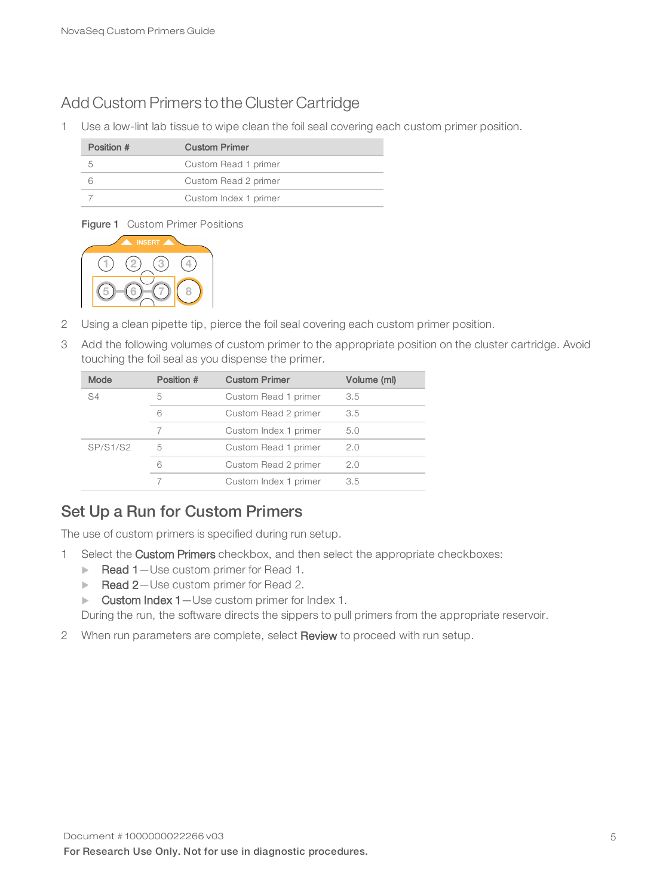## Add Custom Primers to the Cluster Cartridge

1 Use a low-lint lab tissue to wipe clean the foil seal covering each custom primer position.

| Position # | Custom Primer |
|---|---|
| 5 | Custom Read 1 primer |
| 6 | Custom Read 2 primer |
| 7 | Custom Index 1 primer |

**Figure 1** Custom Primer Positions

2 Using a clean pipette tip, pierce the foil seal covering each custom primer position.

3 Add the following volumes of custom primer to the appropriate position on the cluster cartridge. Avoid touching the foil seal as you dispense the primer.

| Mode | Position # | Custom Primer | Volume (ml) |
|---|---|---|---|
| S4 | 5 | Custom Read 1 primer | 3.5 |
| | 6 | Custom Read 2 primer | 3.5 |
| | 7 | Custom Index 1 primer | 5.0 |
| SP/S1/S2 | 5 | Custom Read 1 primer | 2.0 |
| | 6 | Custom Read 2 primer | 2.0 |
| | 7 | Custom Index 1 primer | 3.5 |

## Set Up a Run for Custom Primers

The use of custom primers is specified during run setup.

1 Select the **Custom Primers** checkbox, and then select the appropriate checkboxes:
   - **Read 1**—Use custom primer for Read 1.
   - **Read 2**—Use custom primer for Read 2.
   - **Custom Index 1**—Use custom primer for Index 1.

   During the run, the software directs the sippers to pull primers from the appropriate reservoir.

2 When run parameters are complete, select **Review** to proceed with run setup.

Document # 1000000022266 v03

**For Research Use Only. Not for use in diagnostic procedures.**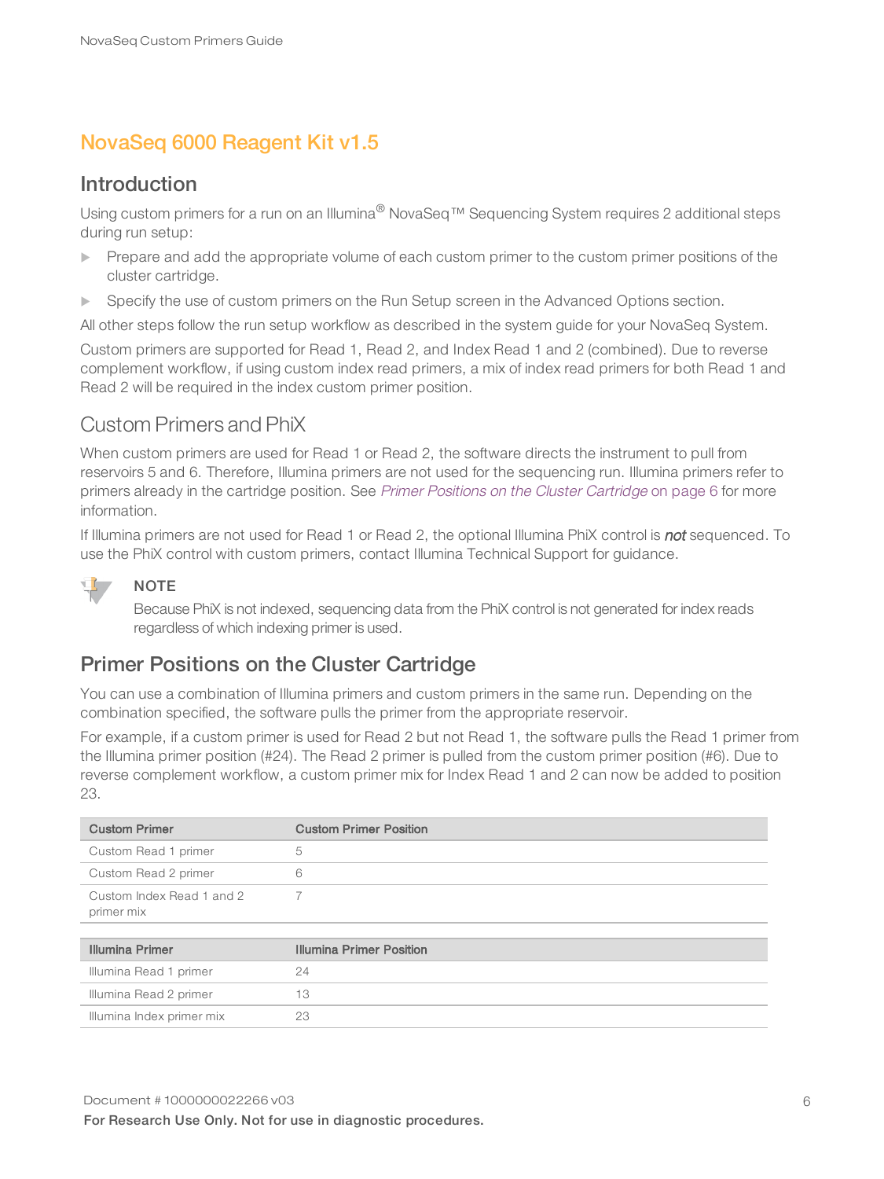# NovaSeq 6000 Reagent Kit v1.5

## Introduction

Using custom primers for a run on an Illumina® NovaSeq™ Sequencing System requires 2 additional steps during run setup:

- Prepare and add the appropriate volume of each custom primer to the custom primer positions of the cluster cartridge.
- Specify the use of custom primers on the Run Setup screen in the Advanced Options section.

All other steps follow the run setup workflow as described in the system guide for your NovaSeq System.

Custom primers are supported for Read 1, Read 2, and Index Read 1 and 2 (combined). Due to reverse complement workflow, if using custom index read primers, a mix of index read primers for both Read 1 and Read 2 will be required in the index custom primer position.

### Custom Primers and PhiX

When custom primers are used for Read 1 or Read 2, the software directs the instrument to pull from reservoirs 5 and 6. Therefore, Illumina primers are not used for the sequencing run. Illumina primers refer to primers already in the cartridge position. See *Primer Positions on the Cluster Cartridge* on page 6 for more information.

If Illumina primers are not used for Read 1 or Read 2, the optional Illumina PhiX control is ***not*** sequenced. To use the PhiX control with custom primers, contact Illumina Technical Support for guidance.

**NOTE**

Because PhiX is not indexed, sequencing data from the PhiX control is not generated for index reads regardless of which indexing primer is used.

## Primer Positions on the Cluster Cartridge

You can use a combination of Illumina primers and custom primers in the same run. Depending on the combination specified, the software pulls the primer from the appropriate reservoir.

For example, if a custom primer is used for Read 2 but not Read 1, the software pulls the Read 1 primer from the Illumina primer position (#24). The Read 2 primer is pulled from the custom primer position (#6). Due to reverse complement workflow, a custom primer mix for Index Read 1 and 2 can now be added to position 23.

| Custom Primer | Custom Primer Position |
|---|---|
| Custom Read 1 primer | 5 |
| Custom Read 2 primer | 6 |
| Custom Index Read 1 and 2 primer mix | 7 |

| Illumina Primer | Illumina Primer Position |
|---|---|
| Illumina Read 1 primer | 24 |
| Illumina Read 2 primer | 13 |
| Illumina Index primer mix | 23 |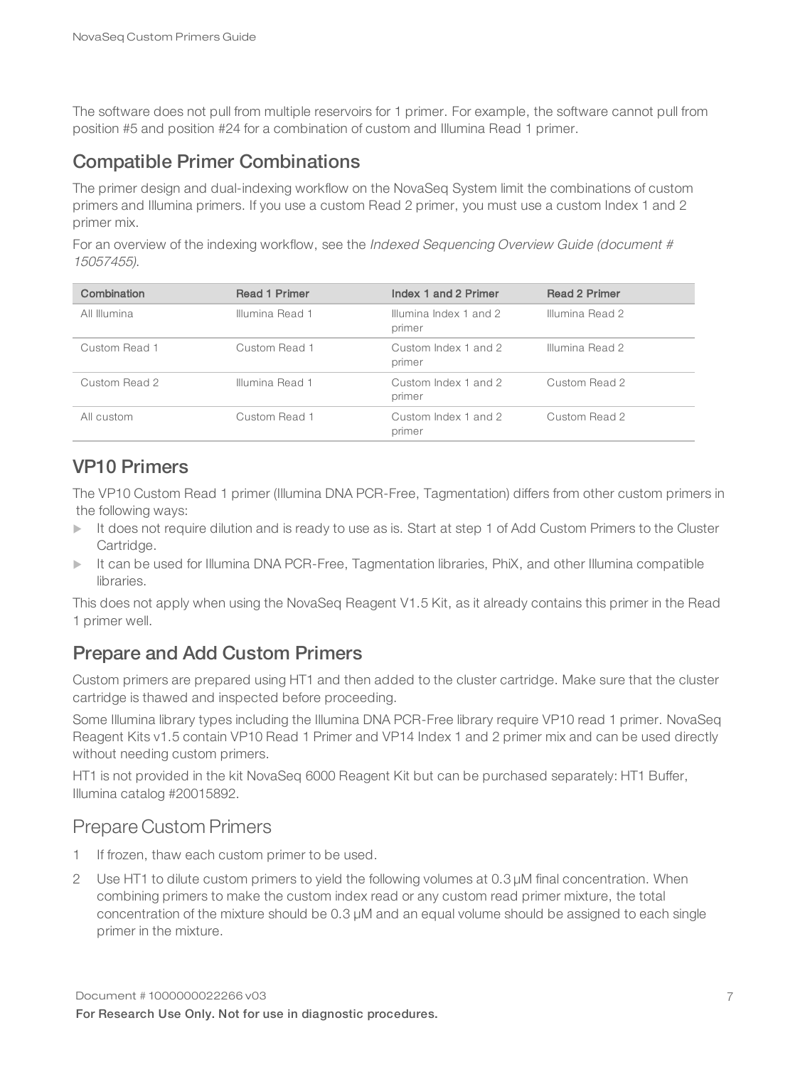The software does not pull from multiple reservoirs for 1 primer. For example, the software cannot pull from position #5 and position #24 for a combination of custom and Illumina Read 1 primer.

## Compatible Primer Combinations

The primer design and dual-indexing workflow on the NovaSeq System limit the combinations of custom primers and Illumina primers. If you use a custom Read 2 primer, you must use a custom Index 1 and 2 primer mix.

For an overview of the indexing workflow, see the *Indexed Sequencing Overview Guide (document # 15057455)*.

| Combination | Read 1 Primer | Index 1 and 2 Primer | Read 2 Primer |
|---|---|---|---|
| All Illumina | Illumina Read 1 | Illumina Index 1 and 2 primer | Illumina Read 2 |
| Custom Read 1 | Custom Read 1 | Custom Index 1 and 2 primer | Illumina Read 2 |
| Custom Read 2 | Illumina Read 1 | Custom Index 1 and 2 primer | Custom Read 2 |
| All custom | Custom Read 1 | Custom Index 1 and 2 primer | Custom Read 2 |

## VP10 Primers

The VP10 Custom Read 1 primer (Illumina DNA PCR-Free, Tagmentation) differs from other custom primers in the following ways:

- It does not require dilution and is ready to use as is. Start at step 1 of Add Custom Primers to the Cluster Cartridge.
- It can be used for Illumina DNA PCR-Free, Tagmentation libraries, PhiX, and other Illumina compatible libraries.

This does not apply when using the NovaSeq Reagent V1.5 Kit, as it already contains this primer in the Read 1 primer well.

## Prepare and Add Custom Primers

Custom primers are prepared using HT1 and then added to the cluster cartridge. Make sure that the cluster cartridge is thawed and inspected before proceeding.

Some Illumina library types including the Illumina DNA PCR-Free library require VP10 read 1 primer. NovaSeq Reagent Kits v1.5 contain VP10 Read 1 Primer and VP14 Index 1 and 2 primer mix and can be used directly without needing custom primers.

HT1 is not provided in the kit NovaSeq 6000 Reagent Kit but can be purchased separately: HT1 Buffer, Illumina catalog #20015892.

### Prepare Custom Primers

1. If frozen, thaw each custom primer to be used.
2. Use HT1 to dilute custom primers to yield the following volumes at 0.3 µM final concentration. When combining primers to make the custom index read or any custom read primer mixture, the total concentration of the mixture should be 0.3 µM and an equal volume should be assigned to each single primer in the mixture.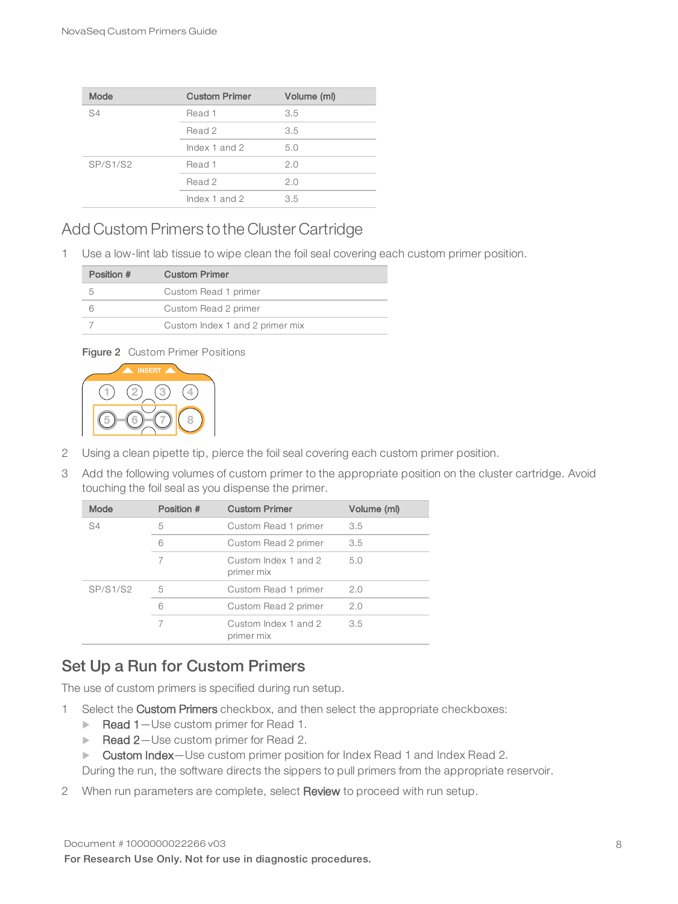| Mode | Custom Primer | Volume (ml) |
|---|---|---|
| S4 | Read 1 | 3.5 |
| | Read 2 | 3.5 |
| | Index 1 and 2 | 5.0 |
| SP/S1/S2 | Read 1 | 2.0 |
| | Read 2 | 2.0 |
| | Index 1 and 2 | 3.5 |

## Add Custom Primers to the Cluster Cartridge

1 Use a low-lint lab tissue to wipe clean the foil seal covering each custom primer position.

| Position # | Custom Primer |
|---|---|
| 5 | Custom Read 1 primer |
| 6 | Custom Read 2 primer |
| 7 | Custom Index 1 and 2 primer mix |

**Figure 2** Custom Primer Positions

2 Using a clean pipette tip, pierce the foil seal covering each custom primer position.

3 Add the following volumes of custom primer to the appropriate position on the cluster cartridge. Avoid touching the foil seal as you dispense the primer.

| Mode | Position # | Custom Primer | Volume (ml) |
|---|---|---|---|
| S4 | 5 | Custom Read 1 primer | 3.5 |
| | 6 | Custom Read 2 primer | 3.5 |
| | 7 | Custom Index 1 and 2 primer mix | 5.0 |
| SP/S1/S2 | 5 | Custom Read 1 primer | 2.0 |
| | 6 | Custom Read 2 primer | 2.0 |
| | 7 | Custom Index 1 and 2 primer mix | 3.5 |

## Set Up a Run for Custom Primers

The use of custom primers is specified during run setup.

1 Select the Custom Primers checkbox, and then select the appropriate checkboxes:
   - Read 1—Use custom primer for Read 1.
   - Read 2—Use custom primer for Read 2.
   - Custom Index—Use custom primer position for Index Read 1 and Index Read 2.

   During the run, the software directs the sippers to pull primers from the appropriate reservoir.

2 When run parameters are complete, select Review to proceed with run setup.

Document # 1000000022266 v03

**For Research Use Only. Not for use in diagnostic procedures.**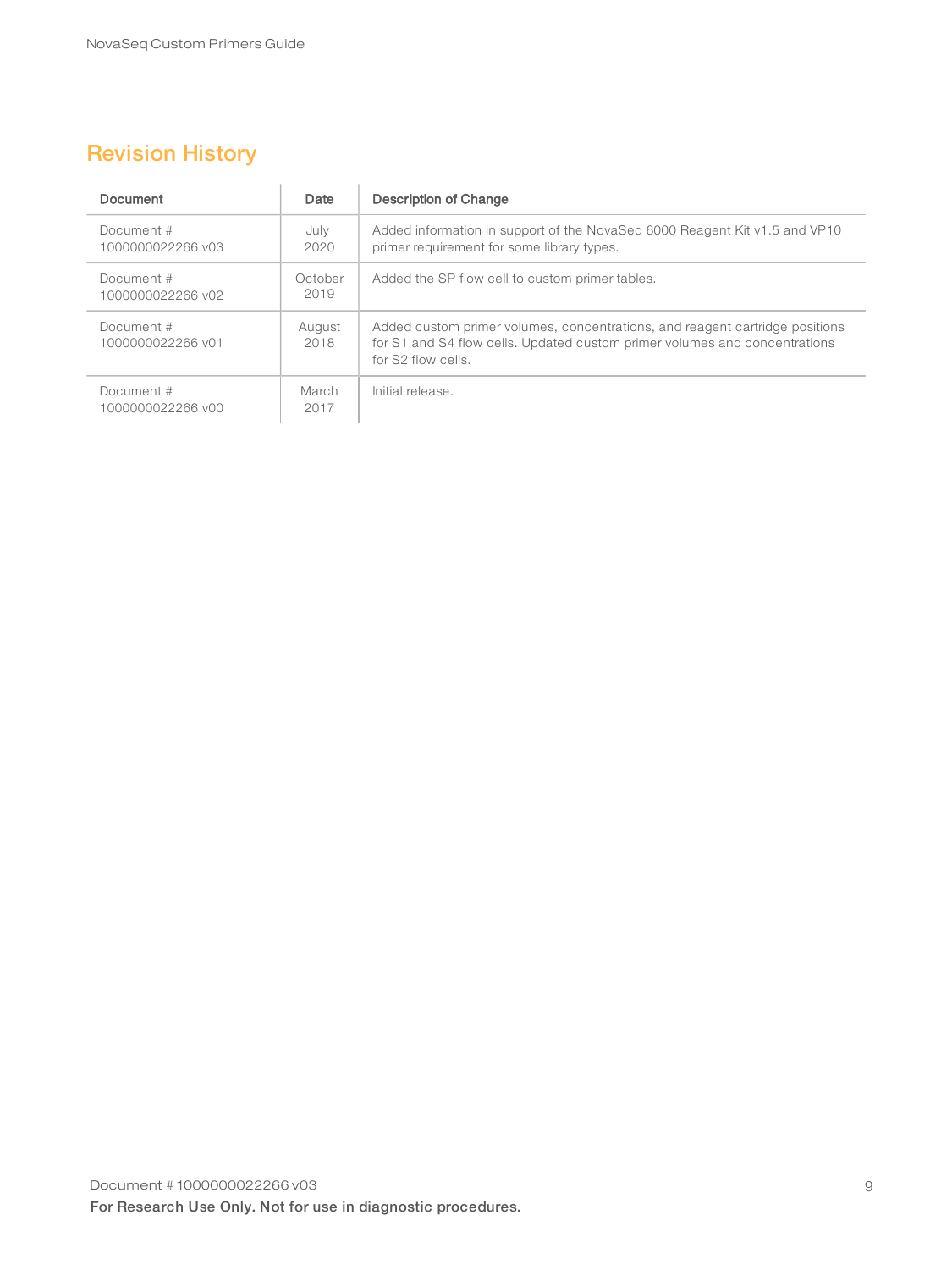# Revision History

| Document | Date | Description of Change |
| --- | --- | --- |
| Document # 1000000022266 v03 | July 2020 | Added information in support of the NovaSeq 6000 Reagent Kit v1.5 and VP10 primer requirement for some library types. |
| Document # 1000000022266 v02 | October 2019 | Added the SP flow cell to custom primer tables. |
| Document # 1000000022266 v01 | August 2018 | Added custom primer volumes, concentrations, and reagent cartridge positions for S1 and S4 flow cells. Updated custom primer volumes and concentrations for S2 flow cells. |
| Document # 1000000022266 v00 | March 2017 | Initial release. |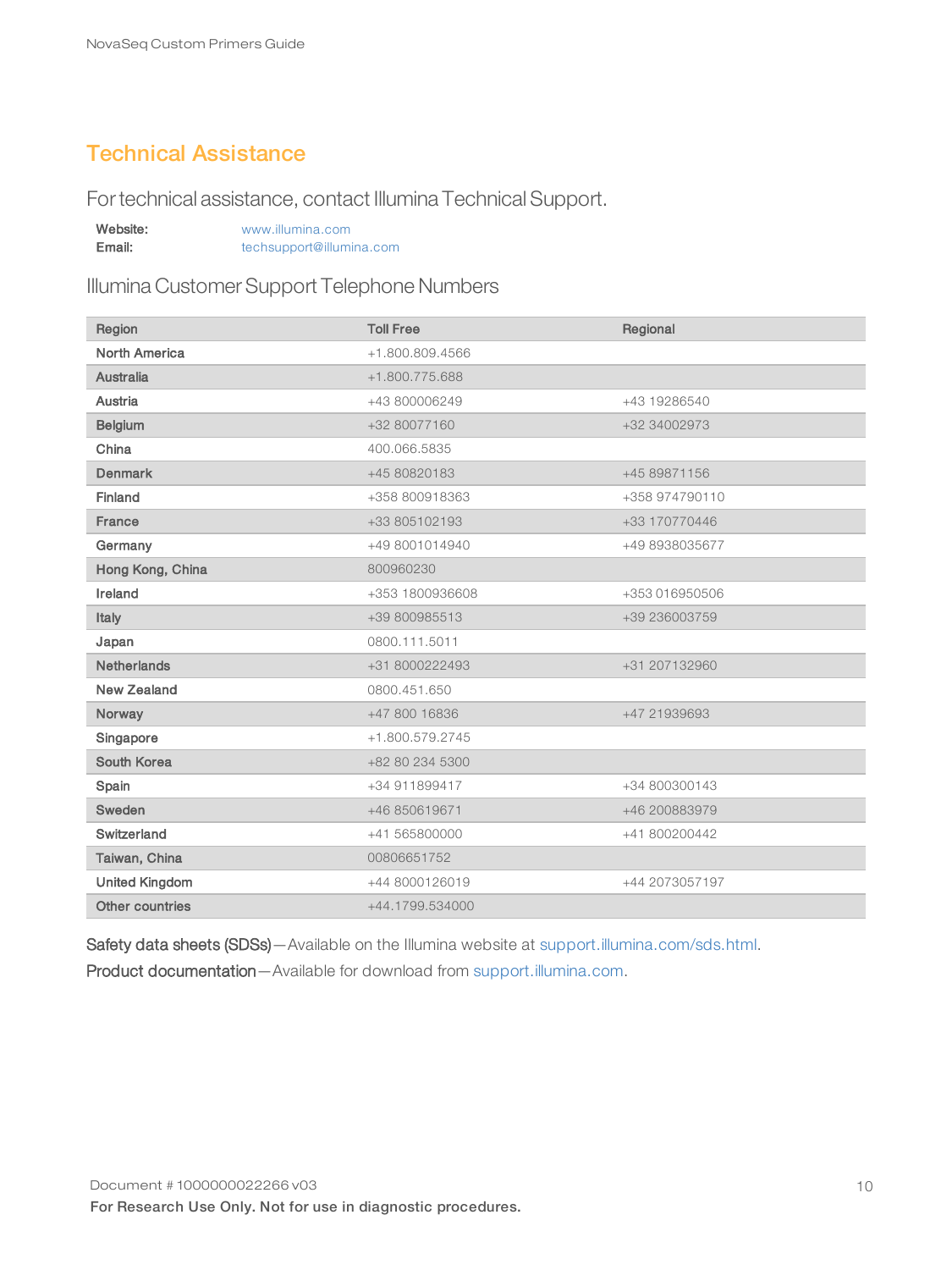## Technical Assistance

For technical assistance, contact Illumina Technical Support.

**Website:** www.illumina.com
**Email:** techsupport@illumina.com

### Illumina Customer Support Telephone Numbers

| Region | Toll Free | Regional |
|---|---|---|
| North America | +1.800.809.4566 | |
| Australia | +1.800.775.688 | |
| Austria | +43 800006249 | +43 19286540 |
| Belgium | +32 80077160 | +32 34002973 |
| China | 400.066.5835 | |
| Denmark | +45 80820183 | +45 89871156 |
| Finland | +358 800918363 | +358 974790110 |
| France | +33 805102193 | +33 170770446 |
| Germany | +49 8001014940 | +49 8938035677 |
| Hong Kong, China | 800960230 | |
| Ireland | +353 1800936608 | +353 016950506 |
| Italy | +39 800985513 | +39 236003759 |
| Japan | 0800.111.5011 | |
| Netherlands | +31 8000222493 | +31 207132960 |
| New Zealand | 0800.451.650 | |
| Norway | +47 800 16836 | +47 21939693 |
| Singapore | +1.800.579.2745 | |
| South Korea | +82 80 234 5300 | |
| Spain | +34 911899417 | +34 800300143 |
| Sweden | +46 850619671 | +46 200883979 |
| Switzerland | +41 565800000 | +41 800200442 |
| Taiwan, China | 00806651752 | |
| United Kingdom | +44 8000126019 | +44 2073057197 |
| Other countries | +44.1799.534000 | |

Safety data sheets (SDSs)—Available on the Illumina website at support.illumina.com/sds.html.

Product documentation—Available for download from support.illumina.com.

Document # 1000000022266 v03

**For Research Use Only. Not for use in diagnostic procedures.**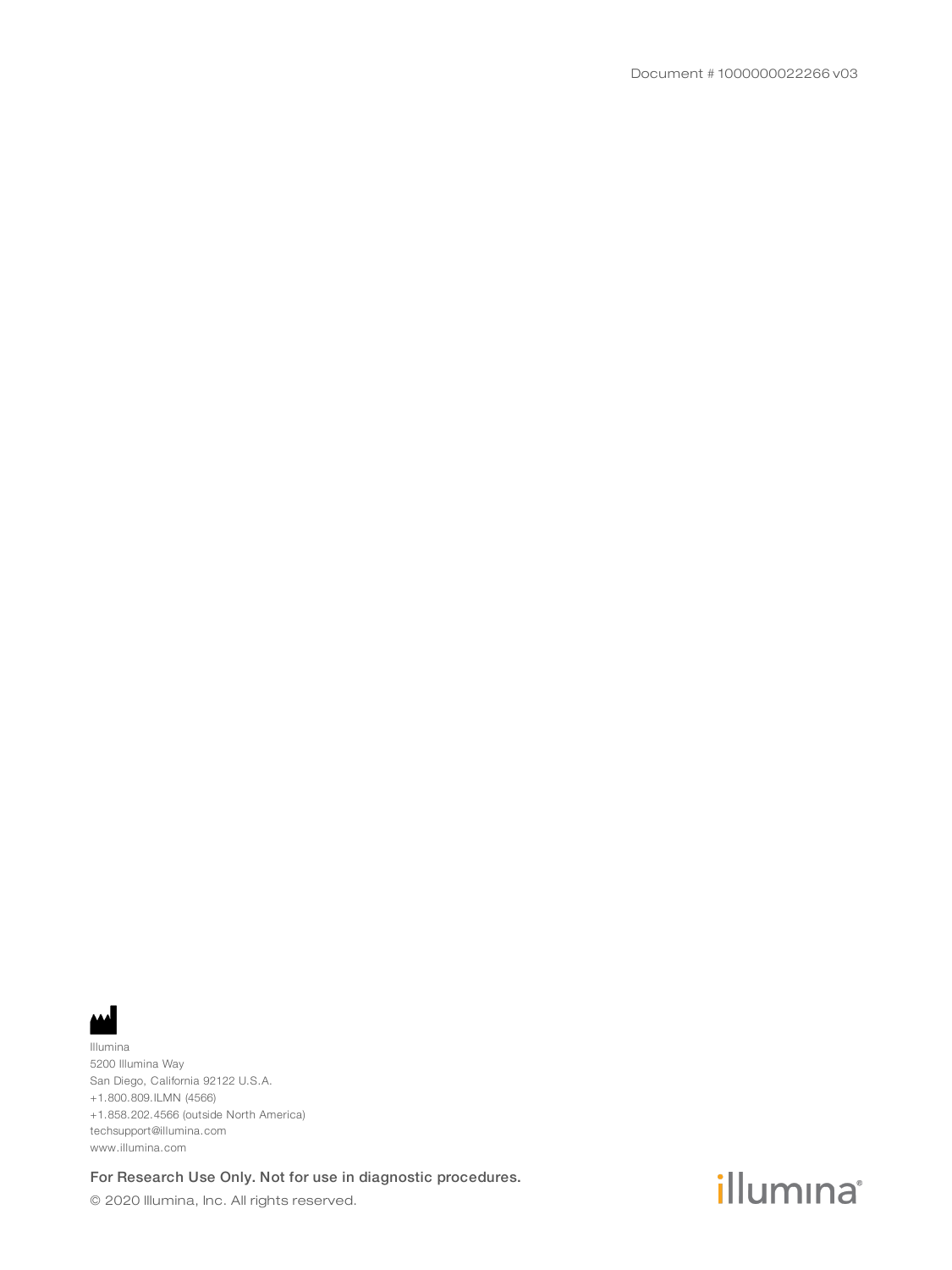Document # 1000000022266 v03

Illumina
5200 Illumina Way
San Diego, California 92122 U.S.A.
+1.800.809.ILMN (4566)
+1.858.202.4566 (outside North America)
techsupport@illumina.com
www.illumina.com

**For Research Use Only. Not for use in diagnostic procedures.**

© 2020 Illumina, Inc. All rights reserved.

illumina®